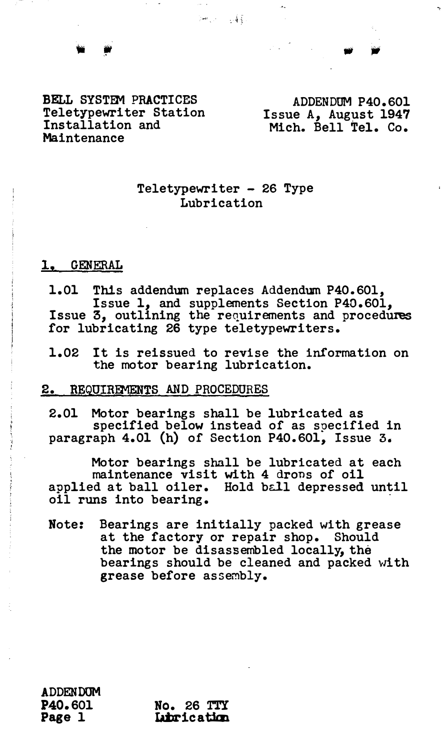BELL SYSTEM PRACTICES
Teletypewriter Station
Installation and
Maintenance

ADDENDUM P40.601
Issue A, August 1947
Mich. Bell Tel. Co.

# Teletypewriter - 26 Type
# Lubrication

## 1. GENERAL

1.01 This addendum replaces Addendum P40.601, Issue 1, and supplements Section P40.601, Issue 3, outlining the requirements and procedures for lubricating 26 type teletypewriters.

1.02 It is reissued to revise the information on the motor bearing lubrication.

## 2. REQUIREMENTS AND PROCEDURES

2.01 Motor bearings shall be lubricated as specified below instead of as specified in paragraph 4.01 (h) of Section P40.601, Issue 3.

Motor bearings shall be lubricated at each maintenance visit with 4 drops of oil applied at ball oiler. Hold ball depressed until oil runs into bearing.

Note: Bearings are initially packed with grease at the factory or repair shop. Should the motor be disassembled locally, the bearings should be cleaned and packed with grease before assembly.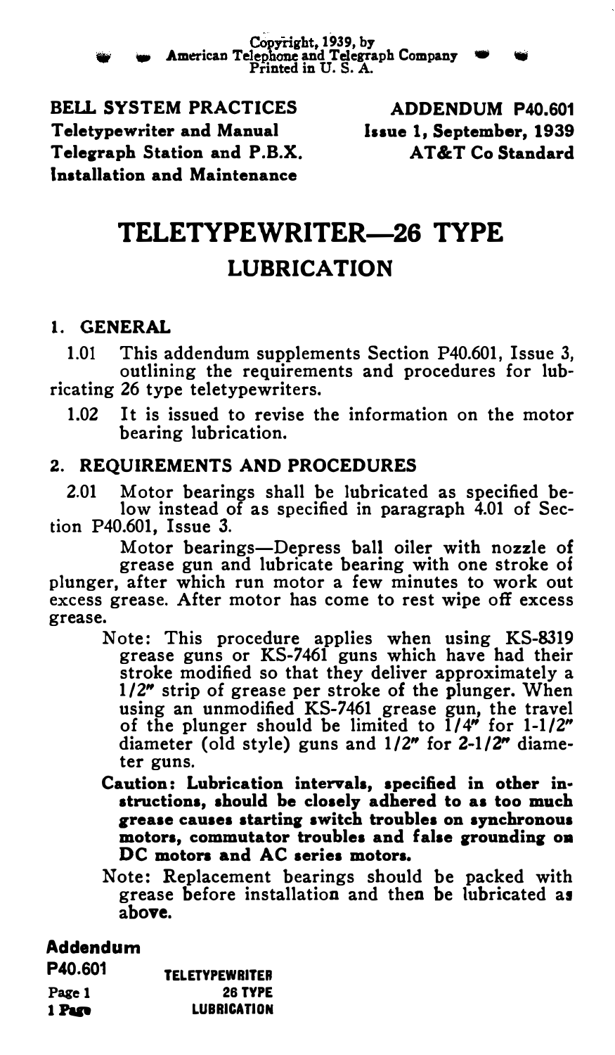Copyright, 1939, by
American Telephone and Telegraph Company
Printed in U. S. A.

**BELL SYSTEM PRACTICES**
**Teletypewriter and Manual Telegraph Station and P.B.X. Installation and Maintenance**

**ADDENDUM P40.601**
**Issue 1, September, 1939**
**AT&T Co Standard**

# TELETYPEWRITER—26 TYPE
## LUBRICATION

### 1. GENERAL

1.01 This addendum supplements Section P40.601, Issue 3, outlining the requirements and procedures for lubricating 26 type teletypewriters.

1.02 It is issued to revise the information on the motor bearing lubrication.

### 2. REQUIREMENTS AND PROCEDURES

2.01 Motor bearings shall be lubricated as specified below instead of as specified in paragraph 4.01 of Section P40.601, Issue 3.

Motor bearings—Depress ball oiler with nozzle of grease gun and lubricate bearing with one stroke of plunger, after which run motor a few minutes to work out excess grease. After motor has come to rest wipe off excess grease.

Note: This procedure applies when using KS-8319 grease guns or KS-7461 guns which have had their stroke modified so that they deliver approximately a 1/2" strip of grease per stroke of the plunger. When using an unmodified KS-7461 grease gun, the travel of the plunger should be limited to 1/4" for 1-1/2" diameter (old style) guns and 1/2" for 2-1/2" diameter guns.

**Caution: Lubrication intervals, specified in other instructions, should be closely adhered to as too much grease causes starting switch troubles on synchronous motors, commutator troubles and false grounding on DC motors and AC series motors.**

Note: Replacement bearings should be packed with grease before installation and then be lubricated as above.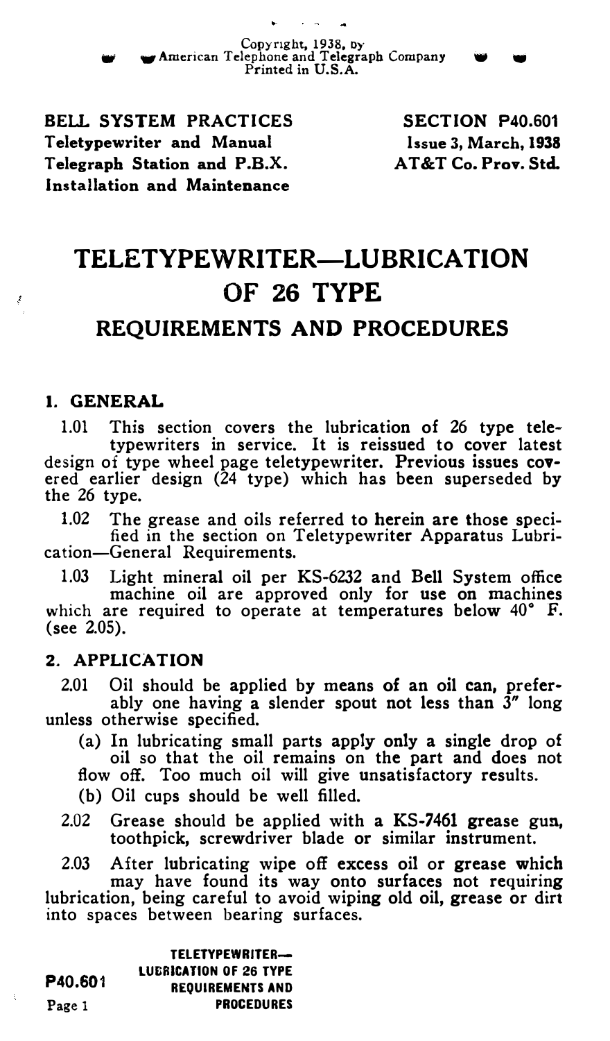Copyright, 1938, by
American Telephone and Telegraph Company
Printed in U.S.A.

**BELL SYSTEM PRACTICES**
**Teletypewriter and Manual Telegraph Station and P.B.X. Installation and Maintenance**

**SECTION P40.601**
**Issue 3, March, 1938**
**AT&T Co. Prov. Std.**

# TELETYPEWRITER—LUBRICATION OF 26 TYPE

## REQUIREMENTS AND PROCEDURES

### 1. GENERAL

1.01 This section covers the lubrication of 26 type teletypewriters in service. It is reissued to cover latest design of type wheel page teletypewriter. Previous issues covered earlier design (24 type) which has been superseded by the 26 type.

1.02 The grease and oils referred to herein are those specified in the section on Teletypewriter Apparatus Lubrication—General Requirements.

1.03 Light mineral oil per KS-6232 and Bell System office machine oil are approved only for use on machines which are required to operate at temperatures below 40° F. (see 2.05).

### 2. APPLICATION

2.01 Oil should be applied by means of an oil can, preferably one having a slender spout not less than 3" long unless otherwise specified.

(a) In lubricating small parts apply only a single drop of oil so that the oil remains on the part and does not flow off. Too much oil will give unsatisfactory results.

(b) Oil cups should be well filled.

2.02 Grease should be applied with a KS-7461 grease gun, toothpick, screwdriver blade or similar instrument.

2.03 After lubricating wipe off excess oil or grease which may have found its way onto surfaces not requiring lubrication, being careful to avoid wiping old oil, grease or dirt into spaces between bearing surfaces.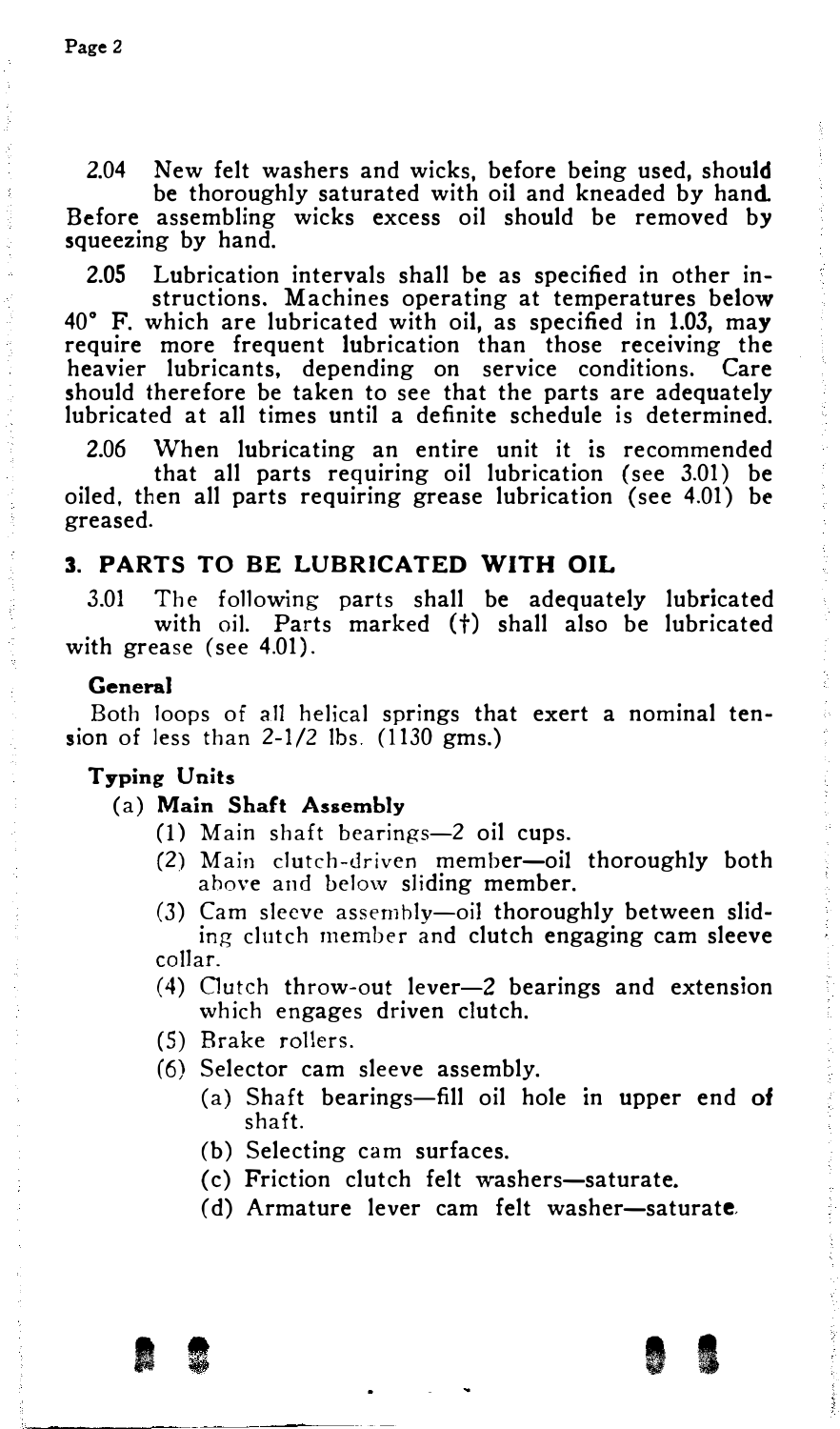2.04 New felt washers and wicks, before being used, should be thoroughly saturated with oil and kneaded by hand. Before assembling wicks excess oil should be removed by squeezing by hand.

2.05 Lubrication intervals shall be as specified in other instructions. Machines operating at temperatures below 40° F. which are lubricated with oil, as specified in 1.03, may require more frequent lubrication than those receiving the heavier lubricants, depending on service conditions. Care should therefore be taken to see that the parts are adequately lubricated at all times until a definite schedule is determined.

2.06 When lubricating an entire unit it is recommended that all parts requiring oil lubrication (see 3.01) be oiled, then all parts requiring grease lubrication (see 4.01) be greased.

## 3. PARTS TO BE LUBRICATED WITH OIL

3.01 The following parts shall be adequately lubricated with oil. Parts marked (†) shall also be lubricated with grease (see 4.01).

**General**

Both loops of all helical springs that exert a nominal tension of less than 2-1/2 lbs. (1130 gms.)

**Typing Units**

(a) **Main Shaft Assembly**

- (1) Main shaft bearings—2 oil cups.
- (2) Main clutch-driven member—oil thoroughly both above and below sliding member.
- (3) Cam sleeve assembly—oil thoroughly between sliding clutch member and clutch engaging cam sleeve collar.
- (4) Clutch throw-out lever—2 bearings and extension which engages driven clutch.
- (5) Brake rollers.
- (6) Selector cam sleeve assembly.
  - (a) Shaft bearings—fill oil hole in upper end of shaft.
  - (b) Selecting cam surfaces.
  - (c) Friction clutch felt washers—saturate.
  - (d) Armature lever cam felt washer—saturate.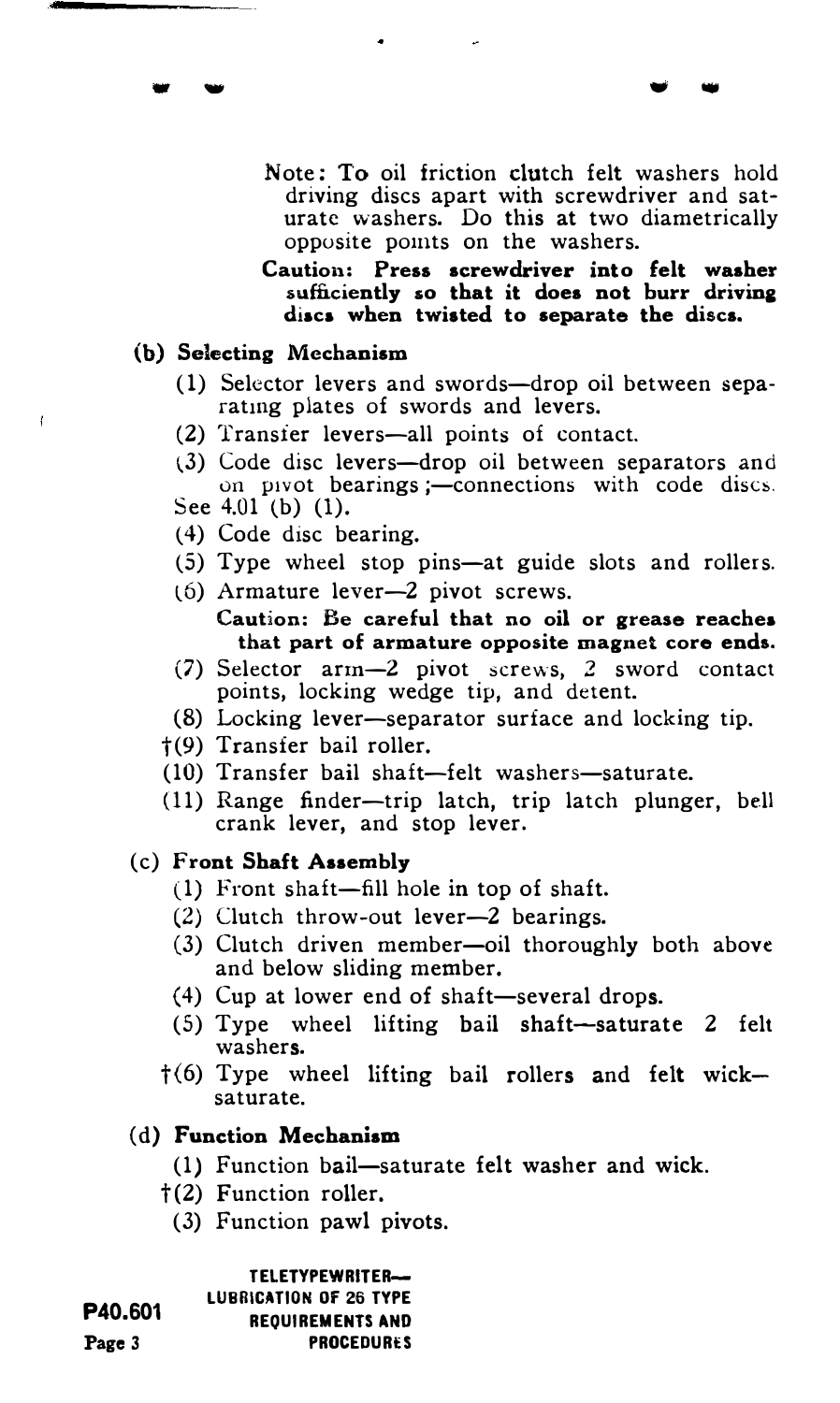Note: To oil friction clutch felt washers hold driving discs apart with screwdriver and saturate washers. Do this at two diametrically opposite points on the washers.

**Caution: Press screwdriver into felt washer sufficiently so that it does not burr driving discs when twisted to separate the discs.**

**(b) Selecting Mechanism**

(1) Selector levers and swords—drop oil between separating plates of swords and levers.

(2) Transfer levers—all points of contact.

(3) Code disc levers—drop oil between separators and on pivot bearings;—connections with code discs. See 4.01 (b) (1).

(4) Code disc bearing.

(5) Type wheel stop pins—at guide slots and rollers.

(6) Armature lever—2 pivot screws.

**Caution: Be careful that no oil or grease reaches that part of armature opposite magnet core ends.**

(7) Selector arm—2 pivot screws, 2 sword contact points, locking wedge tip, and detent.

(8) Locking lever—separator surface and locking tip.

†(9) Transfer bail roller.

(10) Transfer bail shaft—felt washers—saturate.

(11) Range finder—trip latch, trip latch plunger, bell crank lever, and stop lever.

**(c) Front Shaft Assembly**

(1) Front shaft—fill hole in top of shaft.

(2) Clutch throw-out lever—2 bearings.

(3) Clutch driven member—oil thoroughly both above and below sliding member.

(4) Cup at lower end of shaft—several drops.

(5) Type wheel lifting bail shaft—saturate 2 felt washers.

†(6) Type wheel lifting bail rollers and felt wick—saturate.

**(d) Function Mechanism**

(1) Function bail—saturate felt washer and wick.

†(2) Function roller.

(3) Function pawl pivots.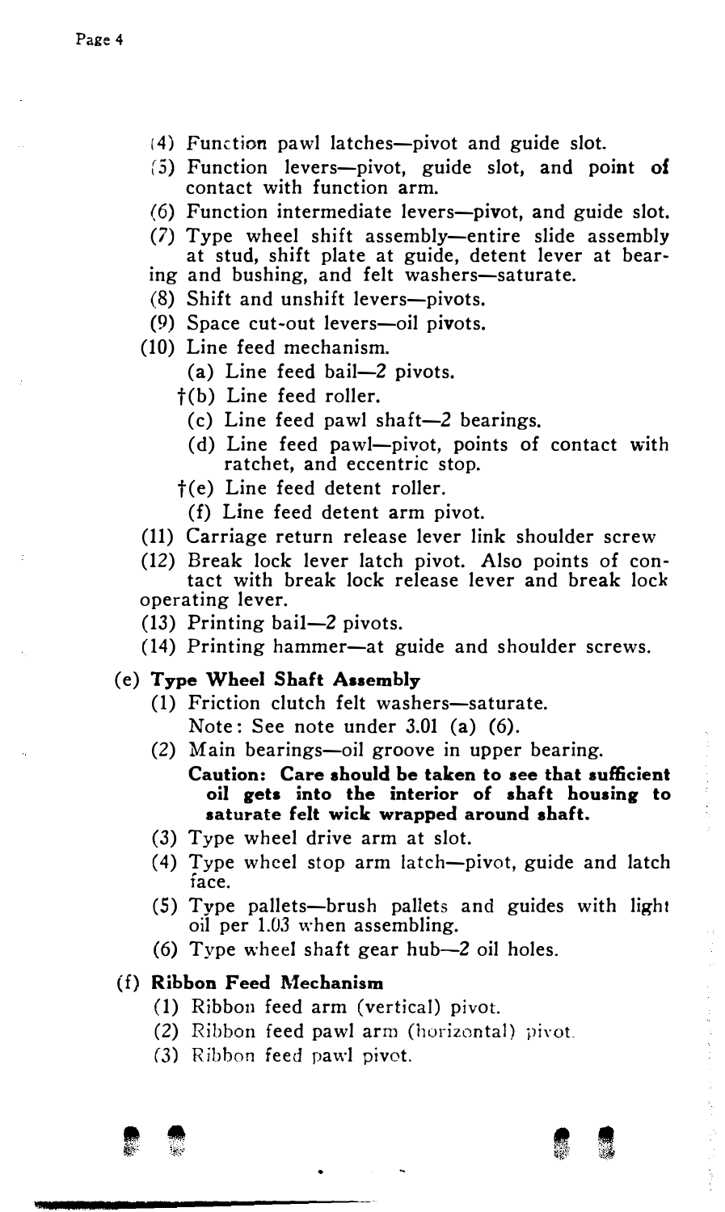(4) Function pawl latches—pivot and guide slot.

(5) Function levers—pivot, guide slot, and point of contact with function arm.

(6) Function intermediate levers—pivot, and guide slot.

(7) Type wheel shift assembly—entire slide assembly at stud, shift plate at guide, detent lever at bearing and bushing, and felt washers—saturate.

(8) Shift and unshift levers—pivots.

(9) Space cut-out levers—oil pivots.

(10) Line feed mechanism.

- (a) Line feed bail—2 pivots.
- †(b) Line feed roller.
- (c) Line feed pawl shaft—2 bearings.
- (d) Line feed pawl—pivot, points of contact with ratchet, and eccentric stop.
- †(e) Line feed detent roller.
- (f) Line feed detent arm pivot.

(11) Carriage return release lever link shoulder screw

(12) Break lock lever latch pivot. Also points of contact with break lock release lever and break lock operating lever.

(13) Printing bail—2 pivots.

(14) Printing hammer—at guide and shoulder screws.

**(e) Type Wheel Shaft Assembly**

(1) Friction clutch felt washers—saturate.
Note: See note under 3.01 (a) (6).

(2) Main bearings—oil groove in upper bearing.
**Caution: Care should be taken to see that sufficient oil gets into the interior of shaft housing to saturate felt wick wrapped around shaft.**

(3) Type wheel drive arm at slot.

(4) Type wheel stop arm latch—pivot, guide and latch face.

(5) Type pallets—brush pallets and guides with light oil per 1.03 when assembling.

(6) Type wheel shaft gear hub—2 oil holes.

**(f) Ribbon Feed Mechanism**

(1) Ribbon feed arm (vertical) pivot.

(2) Ribbon feed pawl arm (horizontal) pivot.

(3) Ribbon feed pawl pivot.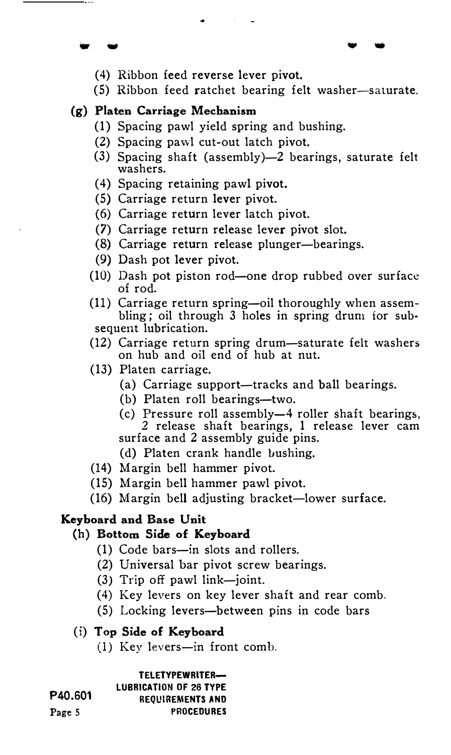(4) Ribbon feed reverse lever pivot.

(5) Ribbon feed ratchet bearing felt washer—saturate.

**(g) Platen Carriage Mechanism**

(1) Spacing pawl yield spring and bushing.

(2) Spacing pawl cut-out latch pivot.

(3) Spacing shaft (assembly)—2 bearings, saturate felt washers.

(4) Spacing retaining pawl pivot.

(5) Carriage return lever pivot.

(6) Carriage return lever latch pivot.

(7) Carriage return release lever pivot slot.

(8) Carriage return release plunger—bearings.

(9) Dash pot lever pivot.

(10) Dash pot piston rod—one drop rubbed over surface of rod.

(11) Carriage return spring—oil thoroughly when assembling; oil through 3 holes in spring drum for subsequent lubrication.

(12) Carriage return spring drum—saturate felt washers on hub and oil end of hub at nut.

(13) Platen carriage.

(a) Carriage support—tracks and ball bearings.

(b) Platen roll bearings—two.

(c) Pressure roll assembly—4 roller shaft bearings, 2 release shaft bearings, 1 release lever cam surface and 2 assembly guide pins.

(d) Platen crank handle bushing.

(14) Margin bell hammer pivot.

(15) Margin bell hammer pawl pivot.

(16) Margin bell adjusting bracket—lower surface.

**Keyboard and Base Unit**

**(h) Bottom Side of Keyboard**

(1) Code bars—in slots and rollers.

(2) Universal bar pivot screw bearings.

(3) Trip off pawl link—joint.

(4) Key levers on key lever shaft and rear comb.

(5) Locking levers—between pins in code bars

**(i) Top Side of Keyboard**

(1) Key levers—in front comb.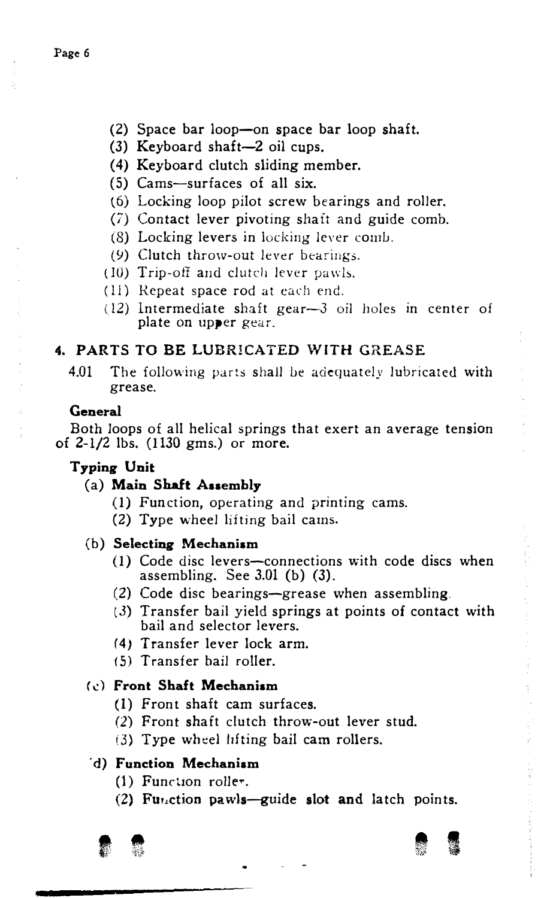(2) Space bar loop—on space bar loop shaft.
(3) Keyboard shaft—2 oil cups.
(4) Keyboard clutch sliding member.
(5) Cams—surfaces of all six.
(6) Locking loop pilot screw bearings and roller.
(7) Contact lever pivoting shaft and guide comb.
(8) Locking levers in locking lever comb.
(9) Clutch throw-out lever bearings.
(10) Trip-off and clutch lever pawls.
(11) Repeat space rod at each end.
(12) Intermediate shaft gear—3 oil holes in center of plate on upper gear.

## 4. PARTS TO BE LUBRICATED WITH GREASE

4.01 The following parts shall be adequately lubricated with grease.

**General**

Both loops of all helical springs that exert an average tension of 2-1/2 lbs. (1130 gms.) or more.

**Typing Unit**

(a) **Main Shaft Assembly**

(1) Function, operating and printing cams.
(2) Type wheel lifting bail cams.

(b) **Selecting Mechanism**

(1) Code disc levers—connections with code discs when assembling. See 3.01 (b) (3).
(2) Code disc bearings—grease when assembling.
(3) Transfer bail yield springs at points of contact with bail and selector levers.
(4) Transfer lever lock arm.
(5) Transfer bail roller.

(c) **Front Shaft Mechanism**

(1) Front shaft cam surfaces.
(2) Front shaft clutch throw-out lever stud.
(3) Type wheel lifting bail cam rollers.

(d) **Function Mechanism**

(1) Function roller.
(2) Function pawls—guide slot and latch points.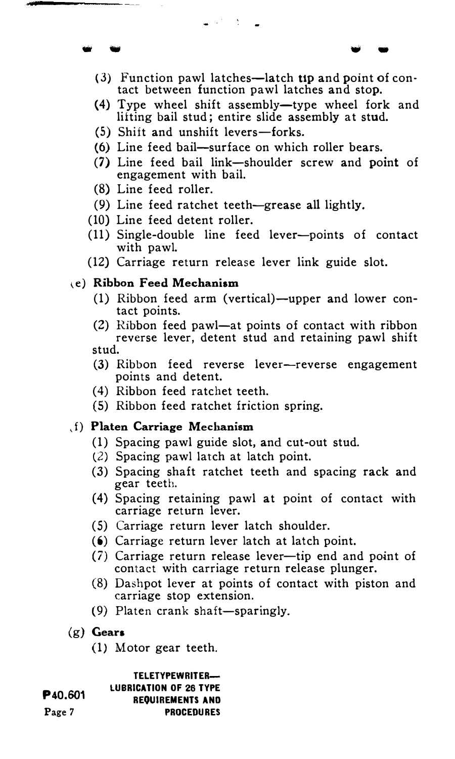(3) Function pawl latches—latch tip and point of contact between function pawl latches and stop.

(4) Type wheel shift assembly—type wheel fork and lifting bail stud; entire slide assembly at stud.

(5) Shift and unshift levers—forks.

(6) Line feed bail—surface on which roller bears.

(7) Line feed bail link—shoulder screw and point of engagement with bail.

(8) Line feed roller.

(9) Line feed ratchet teeth—grease all lightly.

(10) Line feed detent roller.

(11) Single-double line feed lever—points of contact with pawl.

(12) Carriage return release lever link guide slot.

**(e) Ribbon Feed Mechanism**

(1) Ribbon feed arm (vertical)—upper and lower contact points.

(2) Ribbon feed pawl—at points of contact with ribbon reverse lever, detent stud and retaining pawl shift stud.

(3) Ribbon feed reverse lever—reverse engagement points and detent.

(4) Ribbon feed ratchet teeth.

(5) Ribbon feed ratchet friction spring.

**(f) Platen Carriage Mechanism**

(1) Spacing pawl guide slot, and cut-out stud.

(2) Spacing pawl latch at latch point.

(3) Spacing shaft ratchet teeth and spacing rack and gear teeth.

(4) Spacing retaining pawl at point of contact with carriage return lever.

(5) Carriage return lever latch shoulder.

(6) Carriage return lever latch at latch point.

(7) Carriage return release lever—tip end and point of contact with carriage return release plunger.

(8) Dashpot lever at points of contact with piston and carriage stop extension.

(9) Platen crank shaft—sparingly.

**(g) Gears**

(1) Motor gear teeth.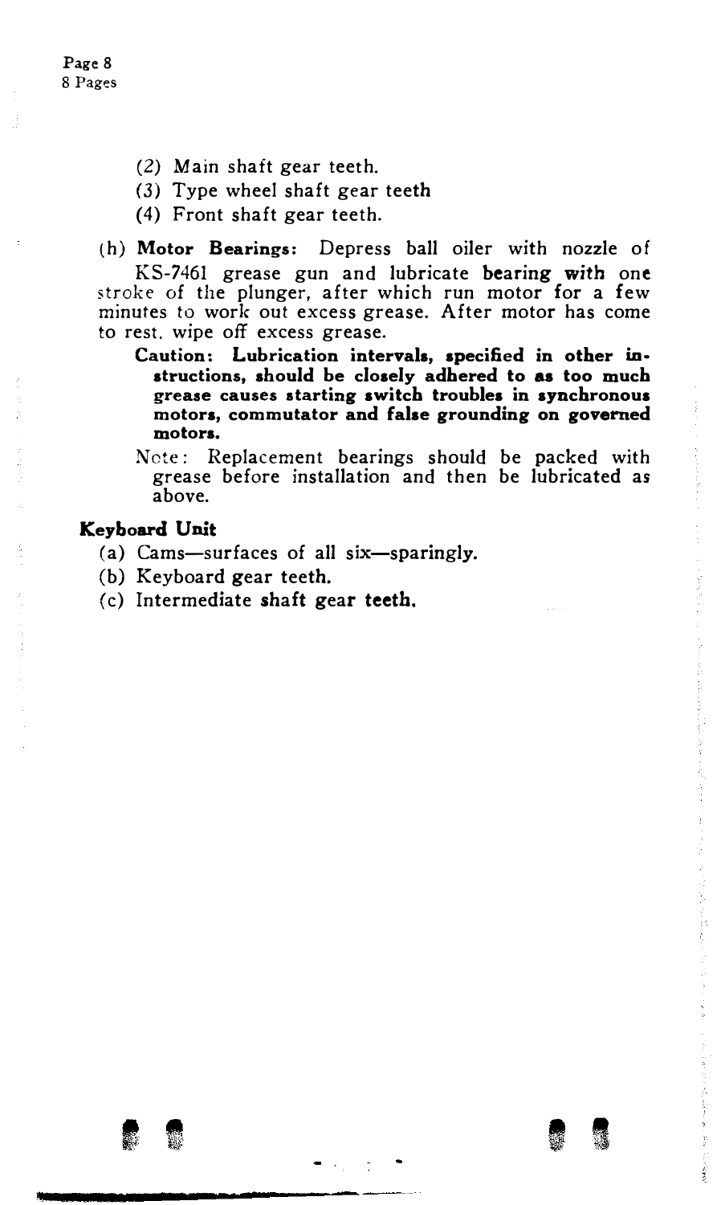(2) Main shaft gear teeth.

(3) Type wheel shaft gear teeth

(4) Front shaft gear teeth.

(h) **Motor Bearings:** Depress ball oiler with nozzle of KS-7461 grease gun and lubricate bearing with one stroke of the plunger, after which run motor for a few minutes to work out excess grease. After motor has come to rest, wipe off excess grease.

**Caution: Lubrication intervals, specified in other instructions, should be closely adhered to as too much grease causes starting switch troubles in synchronous motors, commutator and false grounding on governed motors.**

Note: Replacement bearings should be packed with grease before installation and then be lubricated as above.

**Keyboard Unit**

(a) Cams—surfaces of all six—sparingly.

(b) Keyboard gear teeth.

(c) Intermediate shaft gear teeth.